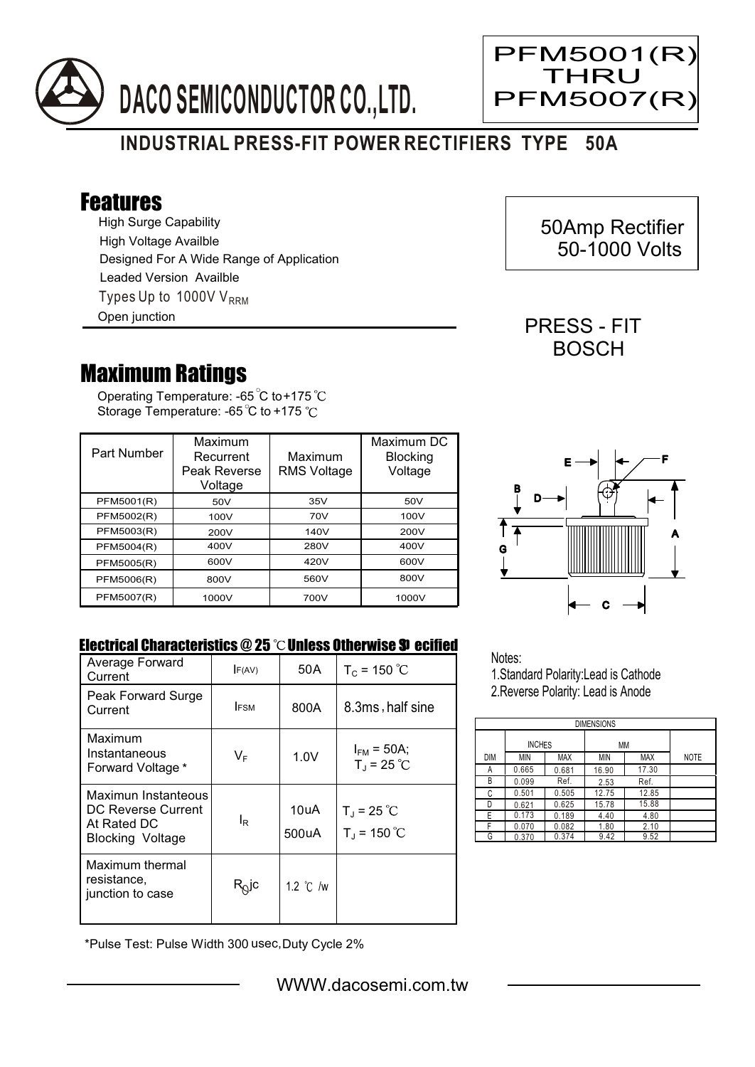# DACO SEMICONDUCTOR CO.,LTD.

**PFM5001(R) THRU PFM5007(R)**

## INDUSTRIAL PRESS-FIT POWER RECTIFIERS TYPE 50A

## Features

- High Surge Capability
- High Voltage Availble
- Designed For A Wide Range of Application
- Leaded Version Availble
- Types Up to 1000V $V_{RRM}$
- Open junction

50Amp Rectifier
50-1000 Volts

PRESS - FIT
BOSCH

## Maximum Ratings

Operating Temperature: -65 ℃ to +175 ℃
Storage Temperature: -65 ℃ to +175 ℃

| Part Number | Maximum Recurrent Peak Reverse Voltage | Maximum RMS Voltage | Maximum DC Blocking Voltage |
|---|---|---|---|
| PFM5001(R) | 50V | 35V | 50V |
| PFM5002(R) | 100V | 70V | 100V |
| PFM5003(R) | 200V | 140V | 200V |
| PFM5004(R) | 400V | 280V | 400V |
| PFM5005(R) | 600V | 420V | 600V |
| PFM5006(R) | 800V | 560V | 800V |
| PFM5007(R) | 1000V | 700V | 1000V |

### Electrical Characteristics @ 25 ℃ Unless Otherwise Specified

| | | | |
|---|---|---|---|
| Average Forward Current | $I_{F(AV)}$ | 50A | $T_C$ = 150 ℃ |
| Peak Forward Surge Current | $I_{FSM}$ | 800A | 8.3ms, half sine |
| Maximum Instantaneous Forward Voltage * | $V_F$ | 1.0V | $I_{FM}$ = 50A; $T_J$ = 25 ℃ |
| Maximun Instanteous DC Reverse Current At Rated DC Blocking Voltage | $I_R$ | 10uA<br>500uA | $T_J$ = 25 ℃<br>$T_J$ = 150 ℃ |
| Maximum thermal resistance, junction to case | $R_{\theta}jc$ | 1.2 ℃ /w | |

*Pulse Test: Pulse Width 300 usec, Duty Cycle 2%

Notes:
1. Standard Polarity: Lead is Cathode
2. Reverse Polarity: Lead is Anode

| DIM | INCHES MIN | INCHES MAX | MM MIN | MM MAX | NOTE |
|---|---|---|---|---|---|
| A | 0.665 | 0.681 | 16.90 | 17.30 | |
| B | 0.099 | Ref. | 2.53 | Ref. | |
| C | 0.501 | 0.505 | 12.75 | 12.85 | |
| D | 0.621 | 0.625 | 15.78 | 15.88 | |
| E | 0.173 | 0.189 | 4.40 | 4.80 | |
| F | 0.070 | 0.082 | 1.80 | 2.10 | |
| G | 0.370 | 0.374 | 9.42 | 9.52 | |

WWW.dacosemi.com.tw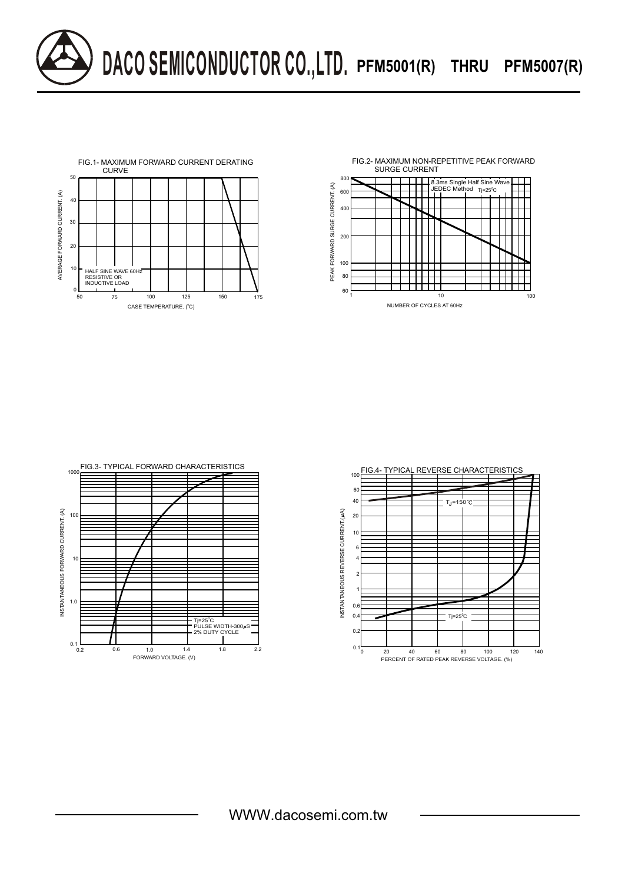# DACO SEMICONDUCTOR CO.,LTD. PFM5001(R) THRU PFM5007(R)

FIG.1- MAXIMUM FORWARD CURRENT DERATING CURVE

AVERAGE FORWARD CURRENT. (A)

50
40
30
20
10
0

HALF SINE WAVE 60Hz
RESISTIVE OR
INDUCTIVE LOAD

50 75 100 125 150 175

CASE TEMPERATURE. (°C)

FIG.2- MAXIMUM NON-REPETITIVE PEAK FORWARD SURGE CURRENT

PEAK FORWARD SURGE CURRENT. (A)

800
600
400
200
100
80
60

8.3ms Single Half Sine Wave
JEDEC Method Tj=25°C

1 10 100

NUMBER OF CYCLES AT 60Hz

FIG.3- TYPICAL FORWARD CHARACTERISTICS

INSTANTANEOUS FORWARD CURRENT. (A)

1000
100
10
1.0
0.1

Tj=25°C
PULSE WIDTH-300μS
2% DUTY CYCLE

0.2 0.6 1.0 1.4 1.8 2.2

FORWARD VOLTAGE. (V)

FIG.4- TYPICAL REVERSE CHARACTERISTICS

INSTANTANEOUS REVERSE CURRENT.(μA)

100
60
40
20
10
6
4
2
1
0.6
0.4
0.2
0.1

$T_J$=150°C

Tj=25°C

0 20 40 60 80 100 120 140

PERCENT OF RATED PEAK REVERSE VOLTAGE. (%)

WWW.dacosemi.com.tw